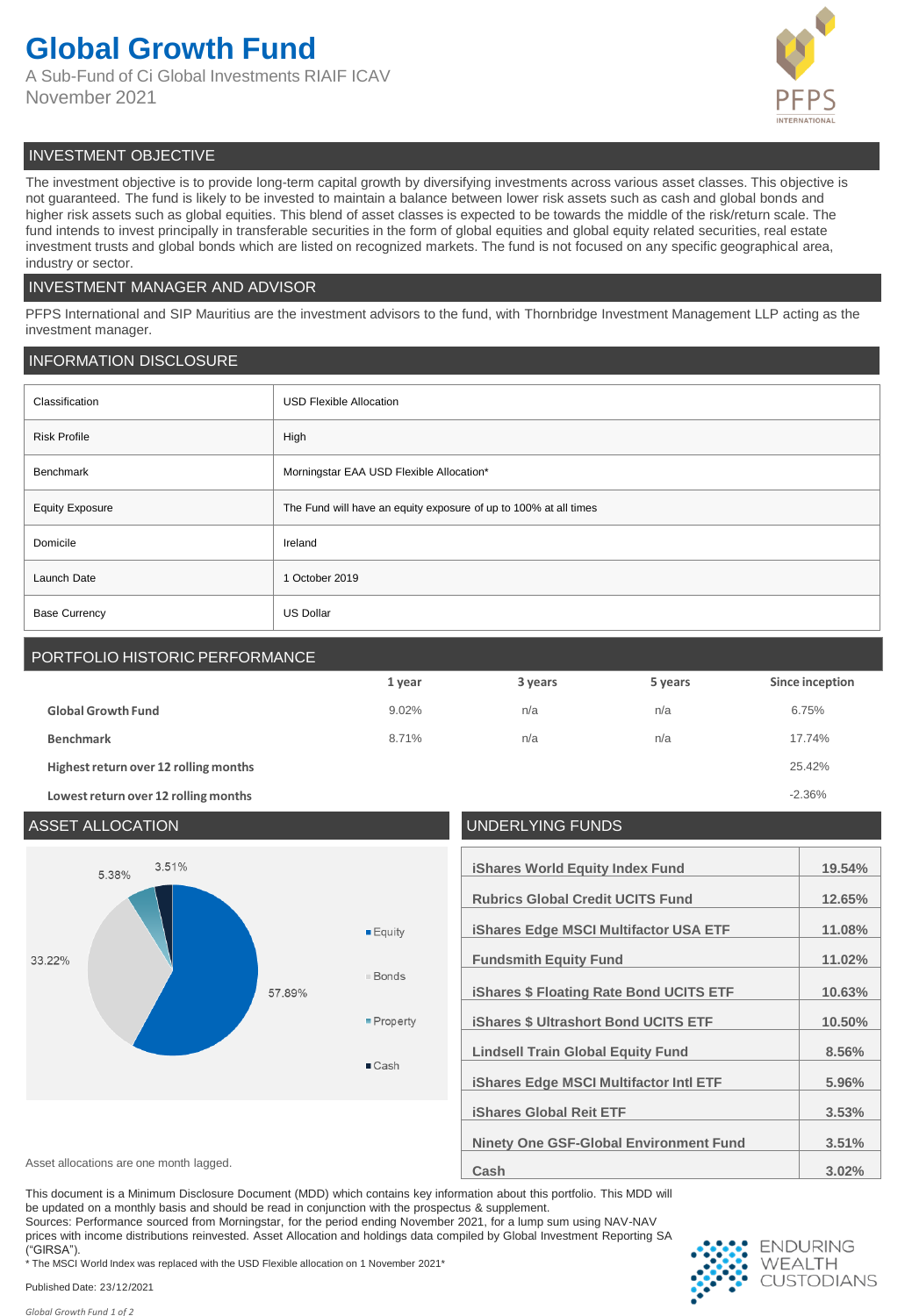# Global Growth Fund

A Sub-Fund of Ci Global Investments RIAIF ICAV
November 2021

## INVESTMENT OBJECTIVE

The investment objective is to provide long-term capital growth by diversifying investments across various asset classes. This objective is not guaranteed. The fund is likely to be invested to maintain a balance between lower risk assets such as cash and global bonds and higher risk assets such as global equities. This blend of asset classes is expected to be towards the middle of the risk/return scale. The fund intends to invest principally in transferable securities in the form of global equities and global equity related securities, real estate investment trusts and global bonds which are listed on recognized markets. The fund is not focused on any specific geographical area, industry or sector.

## INVESTMENT MANAGER AND ADVISOR

PFPS International and SIP Mauritius are the investment advisors to the fund, with Thornbridge Investment Management LLP acting as the investment manager.

## INFORMATION DISCLOSURE

| | |
|---|---|
| Classification | USD Flexible Allocation |
| Risk Profile | High |
| Benchmark | Morningstar EAA USD Flexible Allocation* |
| Equity Exposure | The Fund will have an equity exposure of up to 100% at all times |
| Domicile | Ireland |
| Launch Date | 1 October 2019 |
| Base Currency | US Dollar |

## PORTFOLIO HISTORIC PERFORMANCE

| | 1 year | 3 years | 5 years | Since inception |
|---|---|---|---|---|
| **Global Growth Fund** | 9.02% | n/a | n/a | 6.75% |
| **Benchmark** | 8.71% | n/a | n/a | 17.74% |
| **Highest return over 12 rolling months** | | | | 25.42% |
| **Lowest return over 12 rolling months** | | | | -2.36% |

## ASSET ALLOCATION

| Asset | Allocation |
|---|---|
| Equity | 57.89% |
| Bonds | 33.22% |
| Property | 5.38% |
| Cash | 3.51% |

Asset allocations are one month lagged.

## UNDERLYING FUNDS

| Fund | Weight |
|---|---|
| iShares World Equity Index Fund | 19.54% |
| Rubrics Global Credit UCITS Fund | 12.65% |
| iShares Edge MSCI Multifactor USA ETF | 11.08% |
| Fundsmith Equity Fund | 11.02% |
| iShares $ Floating Rate Bond UCITS ETF | 10.63% |
| iShares $ Ultrashort Bond UCITS ETF | 10.50% |
| Lindsell Train Global Equity Fund | 8.56% |
| iShares Edge MSCI Multifactor Intl ETF | 5.96% |
| iShares Global Reit ETF | 3.53% |
| Ninety One GSF-Global Environment Fund | 3.51% |
| Cash | 3.02% |

This document is a Minimum Disclosure Document (MDD) which contains key information about this portfolio. This MDD will be updated on a monthly basis and should be read in conjunction with the prospectus & supplement.
Sources: Performance sourced from Morningstar, for the period ending November 2021, for a lump sum using NAV-NAV prices with income distributions reinvested. Asset Allocation and holdings data compiled by Global Investment Reporting SA ("GIRSA").
* The MSCI World Index was replaced with the USD Flexible allocation on 1 November 2021*

Published Date: 23/12/2021

ENDURING WEALTH CUSTODIANS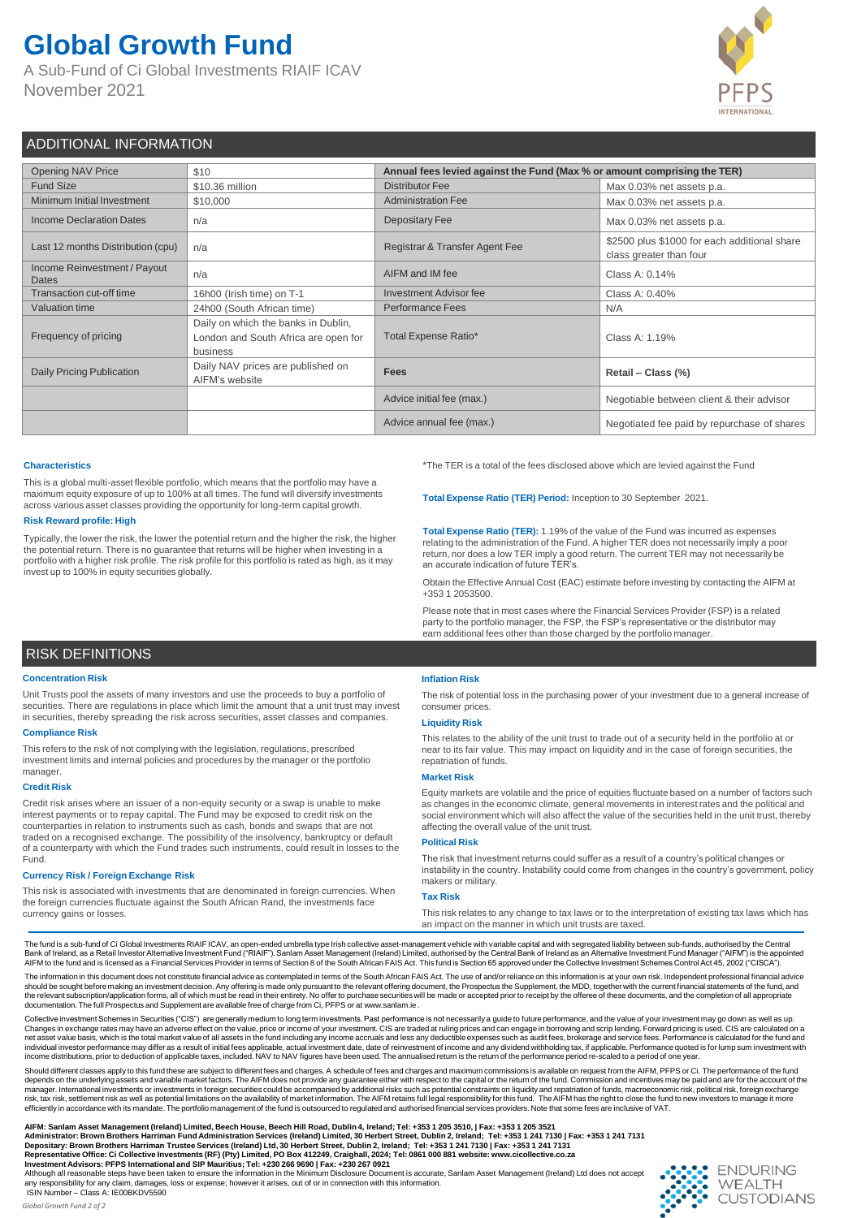# Global Growth Fund

A Sub-Fund of Ci Global Investments RIAIF ICAV
November 2021

## ADDITIONAL INFORMATION

| | | | |
|---|---|---|---|
| Opening NAV Price | $10 | **Annual fees levied against the Fund (Max % or amount comprising the TER)** | |
| Fund Size | $10.36 million | Distributor Fee | Max 0.03% net assets p.a. |
| Minimum Initial Investment | $10,000 | Administration Fee | Max 0.03% net assets p.a. |
| Income Declaration Dates | n/a | Depositary Fee | Max 0.03% net assets p.a. |
| Last 12 months Distribution (cpu) | n/a | Registrar & Transfer Agent Fee | $2500 plus $1000 for each additional share class greater than four |
| Income Reinvestment / Payout Dates | n/a | AIFM and IM fee | Class A: 0.14% |
| Transaction cut-off time | 16h00 (Irish time) on T-1 | Investment Advisor fee | Class A: 0.40% |
| Valuation time | 24h00 (South African time) | Performance Fees | N/A |
| Frequency of pricing | Daily on which the banks in Dublin, London and South Africa are open for business | Total Expense Ratio* | Class A: 1.19% |
| Daily Pricing Publication | Daily NAV prices are published on AIFM's website | **Fees** | **Retail – Class (%)** |
| | | Advice initial fee (max.) | Negotiable between client & their advisor |
| | | Advice annual fee (max.) | Negotiated fee paid by repurchase of shares |

### Characteristics

This is a global multi-asset flexible portfolio, which means that the portfolio may have a maximum equity exposure of up to 100% at all times. The fund will diversify investments across various asset classes providing the opportunity for long-term capital growth.

### Risk Reward profile: High

Typically, the lower the risk, the lower the potential return and the higher the risk, the higher the potential return. There is no guarantee that returns will be higher when investing in a portfolio with a higher risk profile. The risk profile for this portfolio is rated as high, as it may invest up to 100% in equity securities globally.

*The TER is a total of the fees disclosed above which are levied against the Fund

**Total Expense Ratio (TER) Period:** Inception to 30 September 2021.

**Total Expense Ratio (TER):** 1.19% of the value of the Fund was incurred as expenses relating to the administration of the Fund. A higher TER does not necessarily imply a poor return, nor does a low TER imply a good return. The current TER may not necessarily be an accurate indication of future TER's.

Obtain the Effective Annual Cost (EAC) estimate before investing by contacting the AIFM at +353 1 2053500.

Please note that in most cases where the Financial Services Provider (FSP) is a related party to the portfolio manager, the FSP, the FSP's representative or the distributor may earn additional fees other than those charged by the portfolio manager.

## RISK DEFINITIONS

### Concentration Risk

Unit Trusts pool the assets of many investors and use the proceeds to buy a portfolio of securities. There are regulations in place which limit the amount that a unit trust may invest in securities, thereby spreading the risk across securities, asset classes and companies.

### Compliance Risk

This refers to the risk of not complying with the legislation, regulations, prescribed investment limits and internal policies and procedures by the manager or the portfolio manager.

### Credit Risk

Credit risk arises where an issuer of a non-equity security or a swap is unable to make interest payments or to repay capital. The Fund may be exposed to credit risk on the counterparties in relation to instruments such as cash, bonds and swaps that are not traded on a recognised exchange. The possibility of the insolvency, bankruptcy or default of a counterparty with which the Fund trades such instruments, could result in losses to the Fund.

### Currency Risk / Foreign Exchange Risk

This risk is associated with investments that are denominated in foreign currencies. When the foreign currencies fluctuate against the South African Rand, the investments face currency gains or losses.

### Inflation Risk

The risk of potential loss in the purchasing power of your investment due to a general increase of consumer prices.

### Liquidity Risk

This relates to the ability of the unit trust to trade out of a security held in the portfolio at or near to its fair value. This may impact on liquidity and in the case of foreign securities, the repatriation of funds.

### Market Risk

Equity markets are volatile and the price of equities fluctuate based on a number of factors such as changes in the economic climate, general movements in interest rates and the political and social environment which will also affect the value of the securities held in the unit trust, thereby affecting the overall value of the unit trust.

### Political Risk

The risk that investment returns could suffer as a result of a country's political changes or instability in the country. Instability could come from changes in the country's government, policy makers or military.

### Tax Risk

This risk relates to any change to tax laws or to the interpretation of existing tax laws which has an impact on the manner in which unit trusts are taxed.

The fund is a sub-fund of Ci Global Investments RIAIF ICAV, an open-ended umbrella type Irish collective asset-management vehicle with variable capital and with segregated liability between sub-funds, authorised by the Central Bank of Ireland, as a Retail Investor Alternative Investment Fund ("RIAIF"). Sanlam Asset Management (Ireland) Limited, authorised by the Central Bank of Ireland as an Alternative Investment Fund Manager ("AIFM") is the appointed AIFM to the fund and is licensed as a Financial Services Provider in terms of Section 8 of the South African FAIS Act. This fund is Section 65 approved under the Collective Investment Schemes Control Act 45, 2002 ("CISCA").

The information in this document does not constitute financial advice as contemplated in terms of the South African FAIS Act. The use of and/or reliance on this information is at your own risk. Independent professional financial advice should be sought before making an investment decision. Any offering is made only pursuant to the relevant offering document, the Prospectus the Supplement, the MDD, together with the current financial statements of the fund, and the relevant subscription/application forms, all of which must be read in their entirety. No offer to purchase securities will be made or accepted prior to receipt by the offeree of these documents, and the completion of all appropriate documentation. The full Prospectus and Supplement are available free of charge from Ci, PFPS or at www.sanlam.ie .

Collective investment Schemes in Securities ("CIS") are generally medium to long term investments. Past performance is not necessarily a guide to future performance, and the value of your investment may go down as well as up. Changes in exchange rates may have an adverse effect on the value, price or income of your investment. CIS are traded at ruling prices and can engage in borrowing and scrip lending. Forward pricing is used. CIS are calculated on a net asset value basis, which is the total market value of all assets in the fund including any income accruals and less any deductible expenses such as audit fees, brokerage and service fees. Performance is calculated for the fund and individual investor performance may differ as a result of initial fees applicable, actual investment date, date of reinvestment of income and any dividend withholding tax, if applicable. Performance quoted is for lump sum investment with income distributions, prior to deduction of applicable taxes, included. NAV to NAV figures have been used. The annualised return is the return of the performance period re-scaled to a period of one year.

Should different classes apply to this fund these are subject to different fees and charges. A schedule of fees and charges and maximum commissions is available on request from the AIFM, PFPS or Ci. The performance of the fund depends on the underlying assets and variable market factors. The AIFM does not provide any guarantee either with respect to the capital or the return of the fund. Commission and incentives may be paid and are for the account of the manager. International investments or investments in foreign securities could be accompanied by additional risks such as potential constraints on liquidity and repatriation of funds, macroeconomic risk, political risk, foreign exchange risk, tax risk, settlement risk as well as potential limitations on the availability of market information. The AIFM retains full legal responsibility for this fund. The AIFM has the right to close the fund to new investors to manage it more efficiently in accordance with its mandate. The portfolio management of the fund is outsourced to regulated and authorised financial services providers. Note that some fees are inclusive of VAT.

**AIFM: Sanlam Asset Management (Ireland) Limited, Beech House, Beech Hill Road, Dublin 4, Ireland; Tel: +353 1 205 3510, | Fax: +353 1 205 3521**
**Administrator: Brown Brothers Harriman Fund Administration Services (Ireland) Limited, 30 Herbert Street, Dublin 2, Ireland; Tel: +353 1 241 7130 | Fax: +353 1 241 7131**
**Depositary: Brown Brothers Harriman Trustee Services (Ireland) Ltd, 30 Herbert Street, Dublin 2, Ireland; Tel: +353 1 241 7130 | Fax: +353 1 241 7131**
**Representative Office: Ci Collective Investments (RF) (Pty) Limited, PO Box 412249, Craighall, 2024; Tel: 0861 000 881 website: www.cicollective.co.za**
**Investment Advisors: PFPS International and SIP Mauritius; Tel: +230 266 9690 | Fax: +230 267 0921**

Although all reasonable steps have been taken to ensure the information in the Minimum Disclosure Document is accurate, Sanlam Asset Management (Ireland) Ltd does not accept any responsibility for any claim, damages, loss or expense; however it arises, out of or in connection with this information.
ISIN Number – Class A: IE00BKDV5590